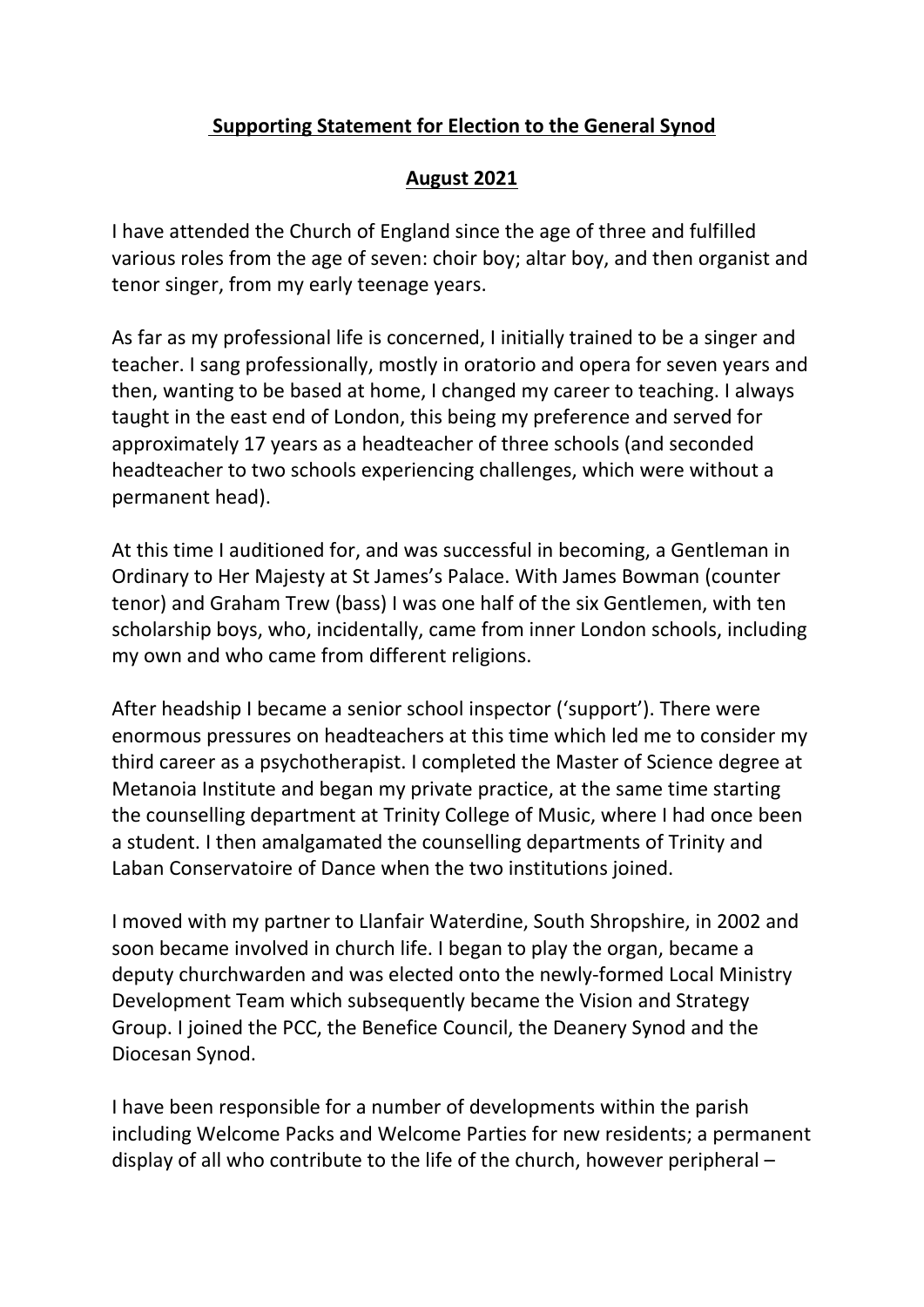# **Supporting Statement for Election to the General Synod**

## **August 2021**

I have attended the Church of England since the age of three and fulfilled various roles from the age of seven: choir boy; altar boy, and then organist and tenor singer, from my early teenage years.

As far as my professional life is concerned, I initially trained to be a singer and teacher. I sang professionally, mostly in oratorio and opera for seven years and then, wanting to be based at home, I changed my career to teaching. I always taught in the east end of London, this being my preference and served for approximately 17 years as a headteacher of three schools (and seconded headteacher to two schools experiencing challenges, which were without a permanent head).

At this time I auditioned for, and was successful in becoming, a Gentleman in Ordinary to Her Majesty at St James's Palace. With James Bowman (counter tenor) and Graham Trew (bass) I was one half of the six Gentlemen, with ten scholarship boys, who, incidentally, came from inner London schools, including my own and who came from different religions.

After headship I became a senior school inspector ('support'). There were enormous pressures on headteachers at this time which led me to consider my third career as a psychotherapist. I completed the Master of Science degree at Metanoia Institute and began my private practice, at the same time starting the counselling department at Trinity College of Music, where I had once been a student. I then amalgamated the counselling departments of Trinity and Laban Conservatoire of Dance when the two institutions joined.

I moved with my partner to Llanfair Waterdine, South Shropshire, in 2002 and soon became involved in church life. I began to play the organ, became a deputy churchwarden and was elected onto the newly-formed Local Ministry Development Team which subsequently became the Vision and Strategy Group. I joined the PCC, the Benefice Council, the Deanery Synod and the Diocesan Synod.

I have been responsible for a number of developments within the parish including Welcome Packs and Welcome Parties for new residents; a permanent display of all who contribute to the life of the church, however peripheral –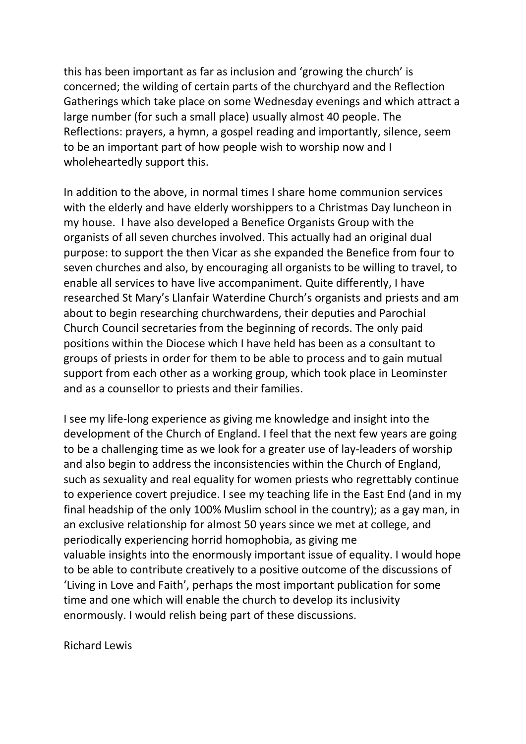this has been important as far as inclusion and 'growing the church' is concerned; the wilding of certain parts of the churchyard and the Reflection Gatherings which take place on some Wednesday evenings and which attract a large number (for such a small place) usually almost 40 people. The Reflections: prayers, a hymn, a gospel reading and importantly, silence, seem to be an important part of how people wish to worship now and I wholeheartedly support this.

In addition to the above, in normal times I share home communion services with the elderly and have elderly worshippers to a Christmas Day luncheon in my house. I have also developed a Benefice Organists Group with the organists of all seven churches involved. This actually had an original dual purpose: to support the then Vicar as she expanded the Benefice from four to seven churches and also, by encouraging all organists to be willing to travel, to enable all services to have live accompaniment. Quite differently, I have researched St Mary's Llanfair Waterdine Church's organists and priests and am about to begin researching churchwardens, their deputies and Parochial Church Council secretaries from the beginning of records. The only paid positions within the Diocese which I have held has been as a consultant to groups of priests in order for them to be able to process and to gain mutual support from each other as a working group, which took place in Leominster and as a counsellor to priests and their families.

I see my life-long experience as giving me knowledge and insight into the development of the Church of England. I feel that the next few years are going to be a challenging time as we look for a greater use of lay-leaders of worship and also begin to address the inconsistencies within the Church of England, such as sexuality and real equality for women priests who regrettably continue to experience covert prejudice. I see my teaching life in the East End (and in my final headship of the only 100% Muslim school in the country); as a gay man, in an exclusive relationship for almost 50 years since we met at college, and periodically experiencing horrid homophobia, as giving me valuable insights into the enormously important issue of equality. I would hope to be able to contribute creatively to a positive outcome of the discussions of 'Living in Love and Faith', perhaps the most important publication for some time and one which will enable the church to develop its inclusivity enormously. I would relish being part of these discussions.

Richard Lewis